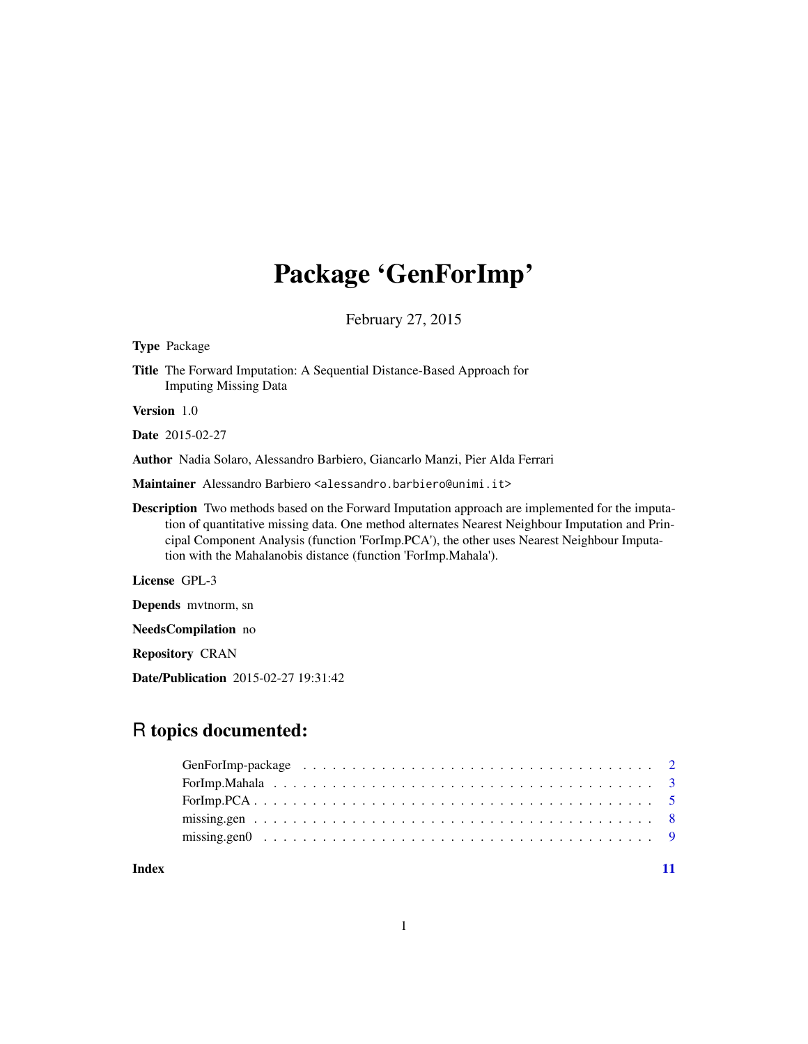# Package 'GenForImp'

February 27, 2015

**Type** Package

**Title** The Forward Imputation: A Sequential Distance-Based Approach for Imputing Missing Data

**Version** 1.0

**Date** 2015-02-27

**Author** Nadia Solaro, Alessandro Barbiero, Giancarlo Manzi, Pier Alda Ferrari

**Maintainer** Alessandro Barbiero <alessandro.barbiero@unimi.it>

**Description** Two methods based on the Forward Imputation approach are implemented for the imputation of quantitative missing data. One method alternates Nearest Neighbour Imputation and Principal Component Analysis (function 'ForImp.PCA'), the other uses Nearest Neighbour Imputation with the Mahalanobis distance (function 'ForImp.Mahala').

**License** GPL-3

**Depends** mvtnorm, sn

**NeedsCompilation** no

**Repository** CRAN

**Date/Publication** 2015-02-27 19:31:42

## R topics documented:

| | |
|---|---|
| GenForImp-package | 2 |
| ForImp.Mahala | 3 |
| ForImp.PCA | 5 |
| missing.gen | 8 |
| missing.gen0 | 9 |
| **Index** | 11 |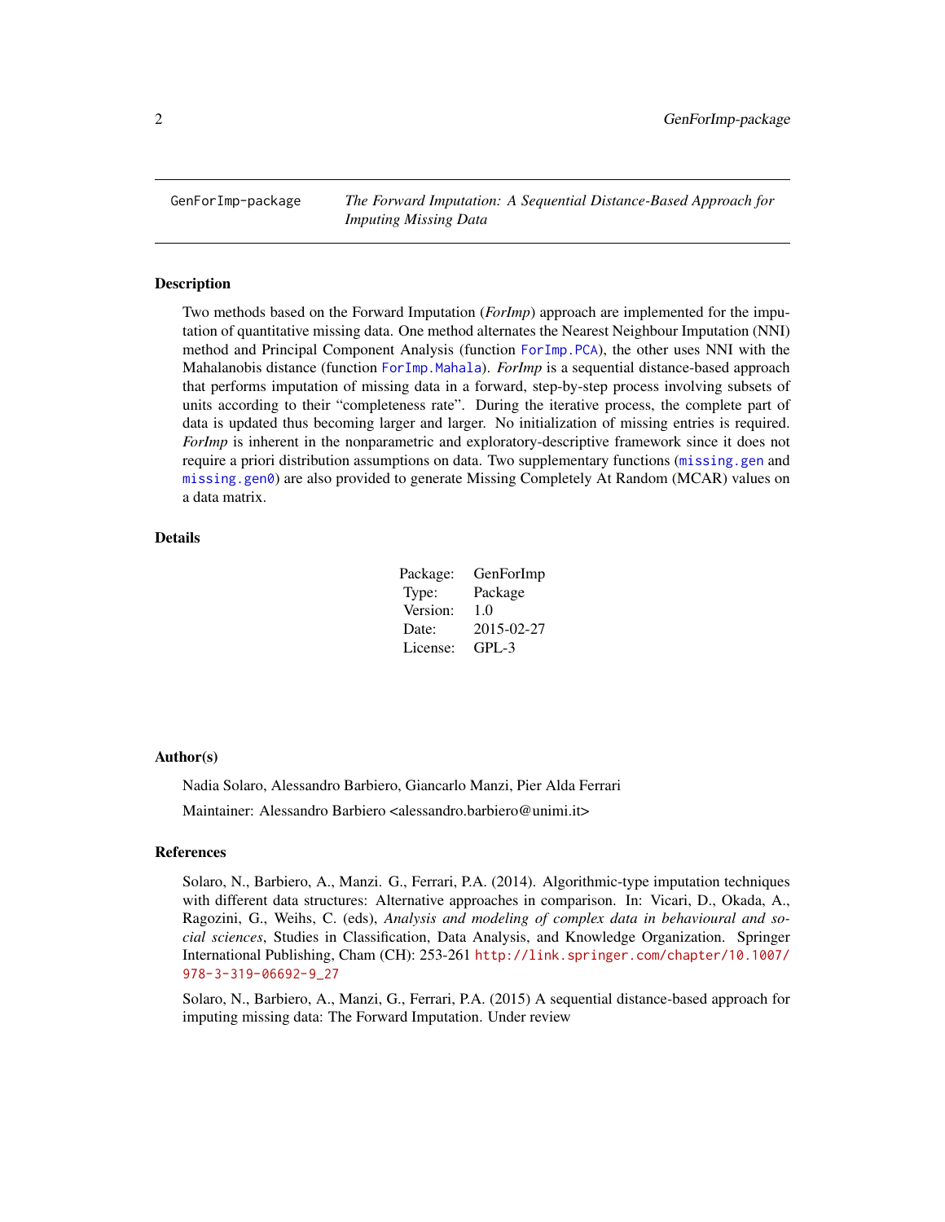# GenForImp-package — *The Forward Imputation: A Sequential Distance-Based Approach for Imputing Missing Data*

## Description

Two methods based on the Forward Imputation (*ForImp*) approach are implemented for the imputation of quantitative missing data. One method alternates the Nearest Neighbour Imputation (NNI) method and Principal Component Analysis (function `ForImp.PCA`), the other uses NNI with the Mahalanobis distance (function `ForImp.Mahala`). *ForImp* is a sequential distance-based approach that performs imputation of missing data in a forward, step-by-step process involving subsets of units according to their "completeness rate". During the iterative process, the complete part of data is updated thus becoming larger and larger. No initialization of missing entries is required. *ForImp* is inherent in the nonparametric and exploratory-descriptive framework since it does not require a priori distribution assumptions on data. Two supplementary functions (`missing.gen` and `missing.gen0`) are also provided to generate Missing Completely At Random (MCAR) values on a data matrix.

## Details

| | |
|---|---|
| Package: | GenForImp |
| Type: | Package |
| Version: | 1.0 |
| Date: | 2015-02-27 |
| License: | GPL-3 |

## Author(s)

Nadia Solaro, Alessandro Barbiero, Giancarlo Manzi, Pier Alda Ferrari

Maintainer: Alessandro Barbiero <alessandro.barbiero@unimi.it>

## References

Solaro, N., Barbiero, A., Manzi. G., Ferrari, P.A. (2014). Algorithmic-type imputation techniques with different data structures: Alternative approaches in comparison. In: Vicari, D., Okada, A., Ragozini, G., Weihs, C. (eds), *Analysis and modeling of complex data in behavioural and social sciences*, Studies in Classification, Data Analysis, and Knowledge Organization. Springer International Publishing, Cham (CH): 253-261 http://link.springer.com/chapter/10.1007/978-3-319-06692-9_27

Solaro, N., Barbiero, A., Manzi, G., Ferrari, P.A. (2015) A sequential distance-based approach for imputing missing data: The Forward Imputation. Under review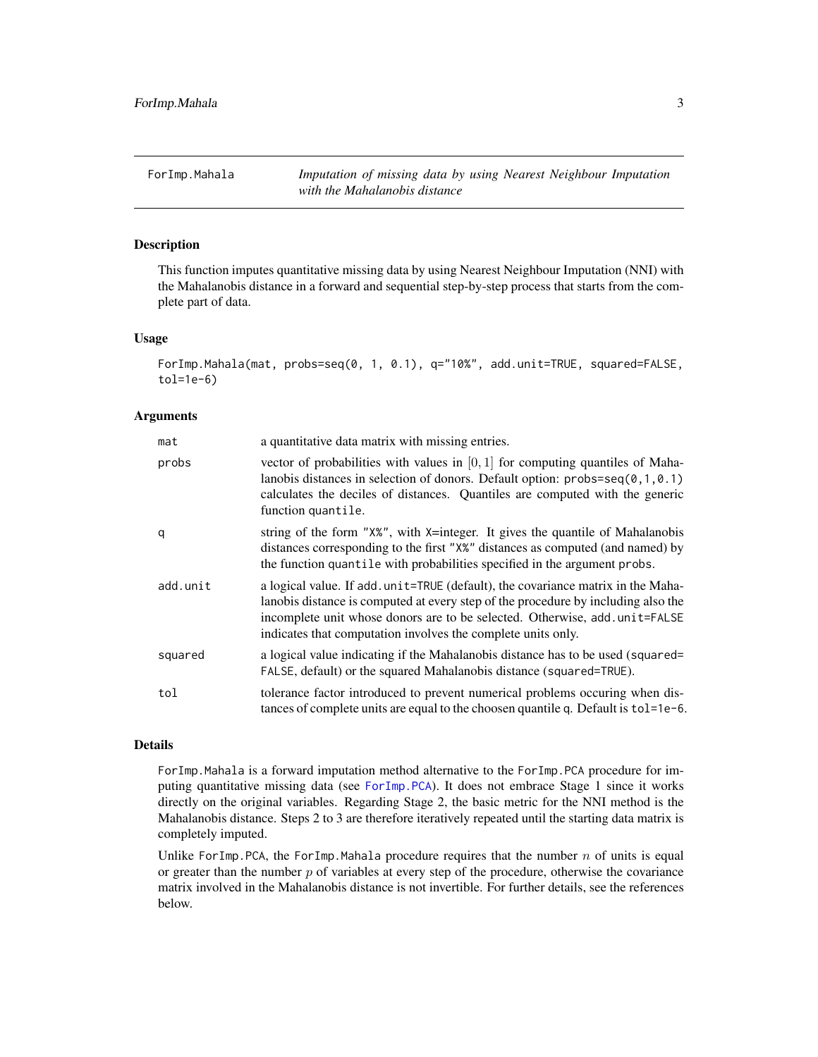# ForImp.Mahala — *Imputation of missing data by using Nearest Neighbour Imputation with the Mahalanobis distance*

## Description

This function imputes quantitative missing data by using Nearest Neighbour Imputation (NNI) with the Mahalanobis distance in a forward and sequential step-by-step process that starts from the complete part of data.

## Usage

```
ForImp.Mahala(mat, probs=seq(0, 1, 0.1), q="10%", add.unit=TRUE, squared=FALSE,
tol=1e-6)
```

## Arguments

| | |
|---|---|
| `mat` | a quantitative data matrix with missing entries. |
| `probs` | vector of probabilities with values in $[0, 1]$ for computing quantiles of Mahalanobis distances in selection of donors. Default option: `probs=seq(0,1,0.1)` calculates the deciles of distances. Quantiles are computed with the generic function `quantile`. |
| `q` | string of the form `"X%"`, with `X`=integer. It gives the quantile of Mahalanobis distances corresponding to the first `"X%"` distances as computed (and named) by the function `quantile` with probabilities specified in the argument `probs`. |
| `add.unit` | a logical value. If `add.unit=TRUE` (default), the covariance matrix in the Mahalanobis distance is computed at every step of the procedure by including also the incomplete unit whose donors are to be selected. Otherwise, `add.unit=FALSE` indicates that computation involves the complete units only. |
| `squared` | a logical value indicating if the Mahalanobis distance has to be used (`squared=FALSE`, default) or the squared Mahalanobis distance (`squared=TRUE`). |
| `tol` | tolerance factor introduced to prevent numerical problems occuring when distances of complete units are equal to the choosen quantile `q`. Default is `tol=1e-6`. |

## Details

`ForImp.Mahala` is a forward imputation method alternative to the `ForImp.PCA` procedure for imputing quantitative missing data (see `ForImp.PCA`). It does not embrace Stage 1 since it works directly on the original variables. Regarding Stage 2, the basic metric for the NNI method is the Mahalanobis distance. Steps 2 to 3 are therefore iteratively repeated until the starting data matrix is completely imputed.

Unlike `ForImp.PCA`, the `ForImp.Mahala` procedure requires that the number $n$ of units is equal or greater than the number $p$ of variables at every step of the procedure, otherwise the covariance matrix involved in the Mahalanobis distance is not invertible. For further details, see the references below.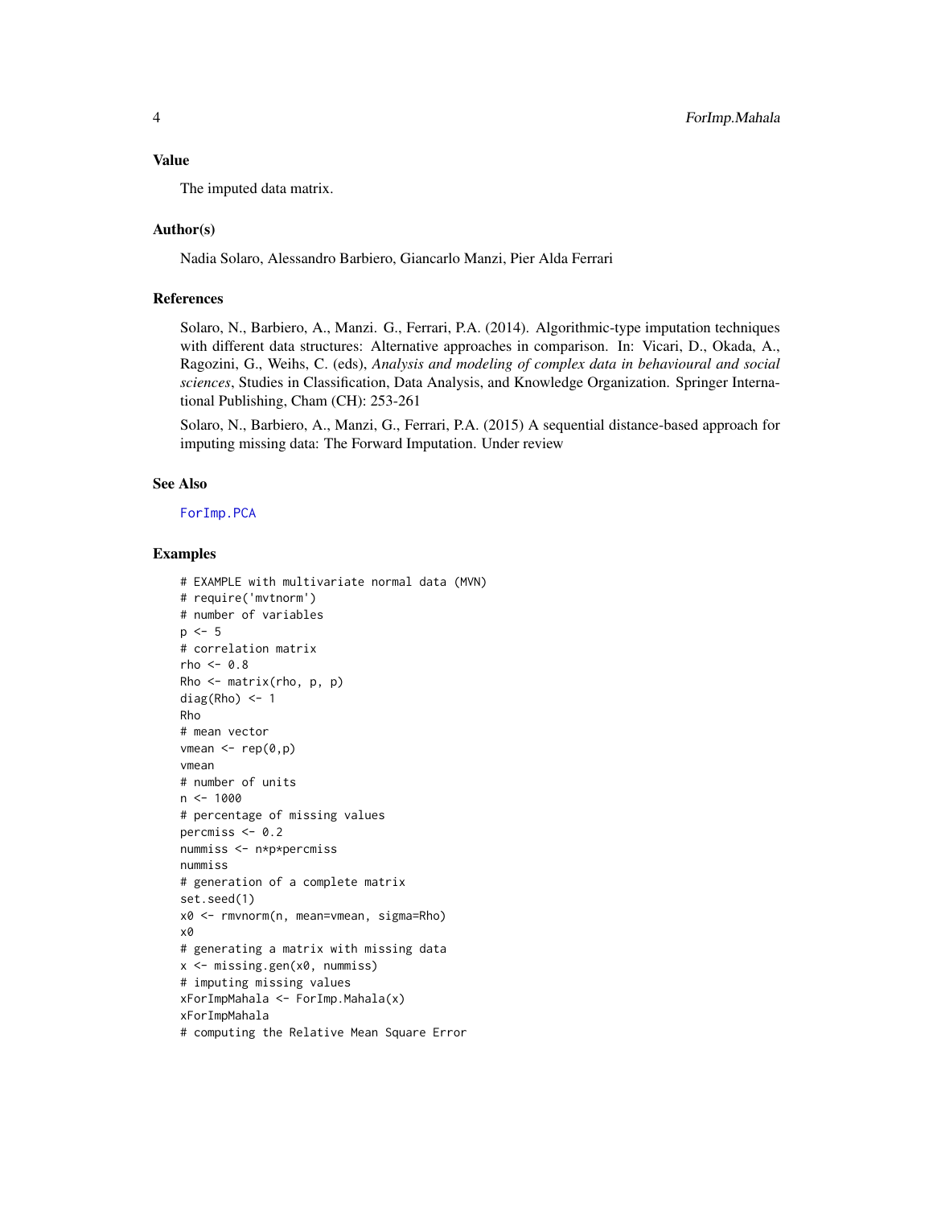## Value

The imputed data matrix.

## Author(s)

Nadia Solaro, Alessandro Barbiero, Giancarlo Manzi, Pier Alda Ferrari

## References

Solaro, N., Barbiero, A., Manzi. G., Ferrari, P.A. (2014). Algorithmic-type imputation techniques with different data structures: Alternative approaches in comparison. In: Vicari, D., Okada, A., Ragozini, G., Weihs, C. (eds), *Analysis and modeling of complex data in behavioural and social sciences*, Studies in Classification, Data Analysis, and Knowledge Organization. Springer International Publishing, Cham (CH): 253-261

Solaro, N., Barbiero, A., Manzi, G., Ferrari, P.A. (2015) A sequential distance-based approach for imputing missing data: The Forward Imputation. Under review

## See Also

ForImp.PCA

## Examples

```
# EXAMPLE with multivariate normal data (MVN)
# require('mvtnorm')
# number of variables
p <- 5
# correlation matrix
rho <- 0.8
Rho <- matrix(rho, p, p)
diag(Rho) <- 1
Rho
# mean vector
vmean <- rep(0,p)
vmean
# number of units
n <- 1000
# percentage of missing values
percmiss <- 0.2
nummiss <- n*p*percmiss
nummiss
# generation of a complete matrix
set.seed(1)
x0 <- rmvnorm(n, mean=vmean, sigma=Rho)
x0
# generating a matrix with missing data
x <- missing.gen(x0, nummiss)
# imputing missing values
xForImpMahala <- ForImp.Mahala(x)
xForImpMahala
# computing the Relative Mean Square Error
```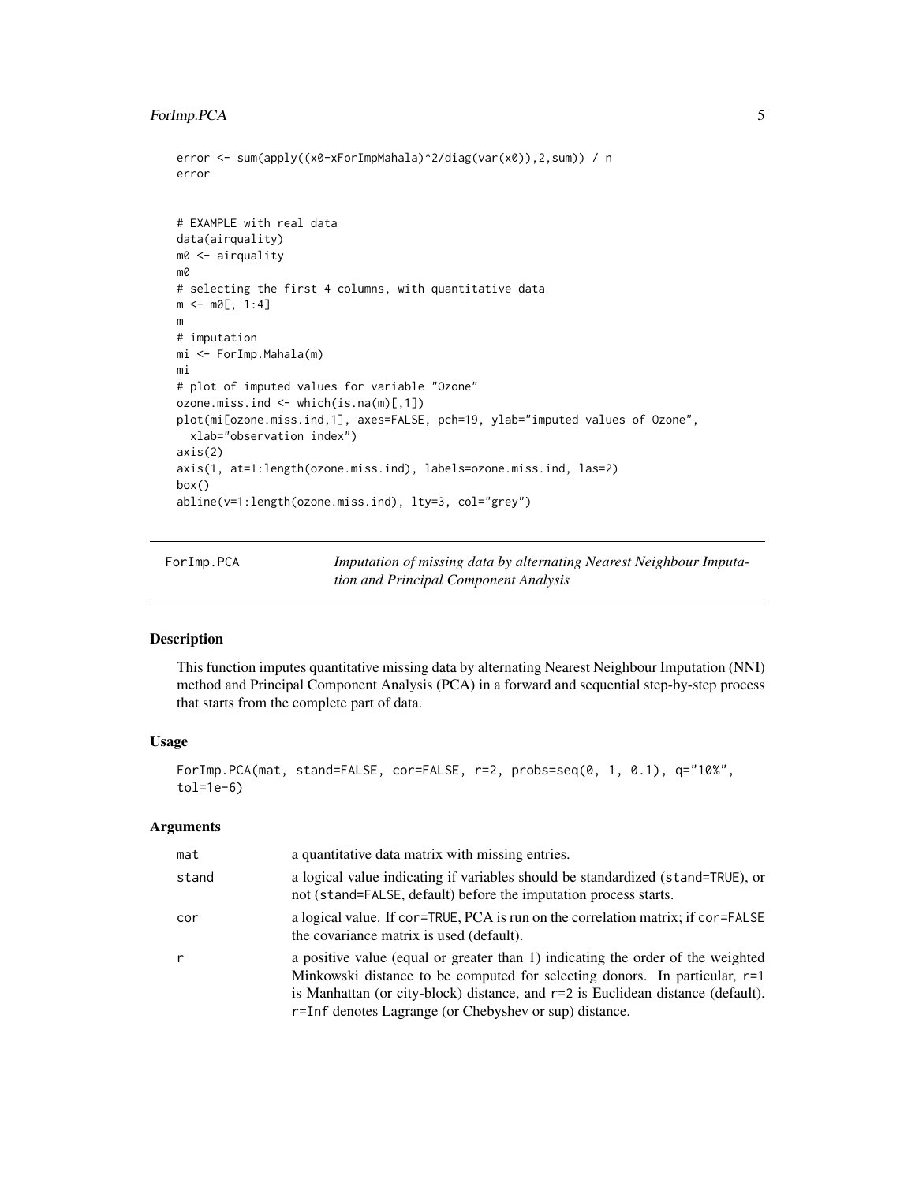```
error <- sum(apply((x0-xForImpMahala)^2/diag(var(x0)),2,sum)) / n
error


# EXAMPLE with real data
data(airquality)
m0 <- airquality
m0
# selecting the first 4 columns, with quantitative data
m <- m0[, 1:4]
m
# imputation
mi <- ForImp.Mahala(m)
mi
# plot of imputed values for variable "Ozone"
ozone.miss.ind <- which(is.na(m)[,1])
plot(mi[ozone.miss.ind,1], axes=FALSE, pch=19, ylab="imputed values of Ozone",
  xlab="observation index")
axis(2)
axis(1, at=1:length(ozone.miss.ind), labels=ozone.miss.ind, las=2)
box()
abline(v=1:length(ozone.miss.ind), lty=3, col="grey")
```

---

## ForImp.PCA — *Imputation of missing data by alternating Nearest Neighbour Imputation and Principal Component Analysis*

---

### Description

This function imputes quantitative missing data by alternating Nearest Neighbour Imputation (NNI) method and Principal Component Analysis (PCA) in a forward and sequential step-by-step process that starts from the complete part of data.

### Usage

```
ForImp.PCA(mat, stand=FALSE, cor=FALSE, r=2, probs=seq(0, 1, 0.1), q="10%",
tol=1e-6)
```

### Arguments

| | |
|---|---|
| `mat` | a quantitative data matrix with missing entries. |
| `stand` | a logical value indicating if variables should be standardized (`stand=TRUE`), or not (`stand=FALSE`, default) before the imputation process starts. |
| `cor` | a logical value. If `cor=TRUE`, PCA is run on the correlation matrix; if `cor=FALSE` the covariance matrix is used (default). |
| `r` | a positive value (equal or greater than 1) indicating the order of the weighted Minkowski distance to be computed for selecting donors. In particular, `r=1` is Manhattan (or city-block) distance, and `r=2` is Euclidean distance (default). `r=Inf` denotes Lagrange (or Chebyshev or sup) distance. |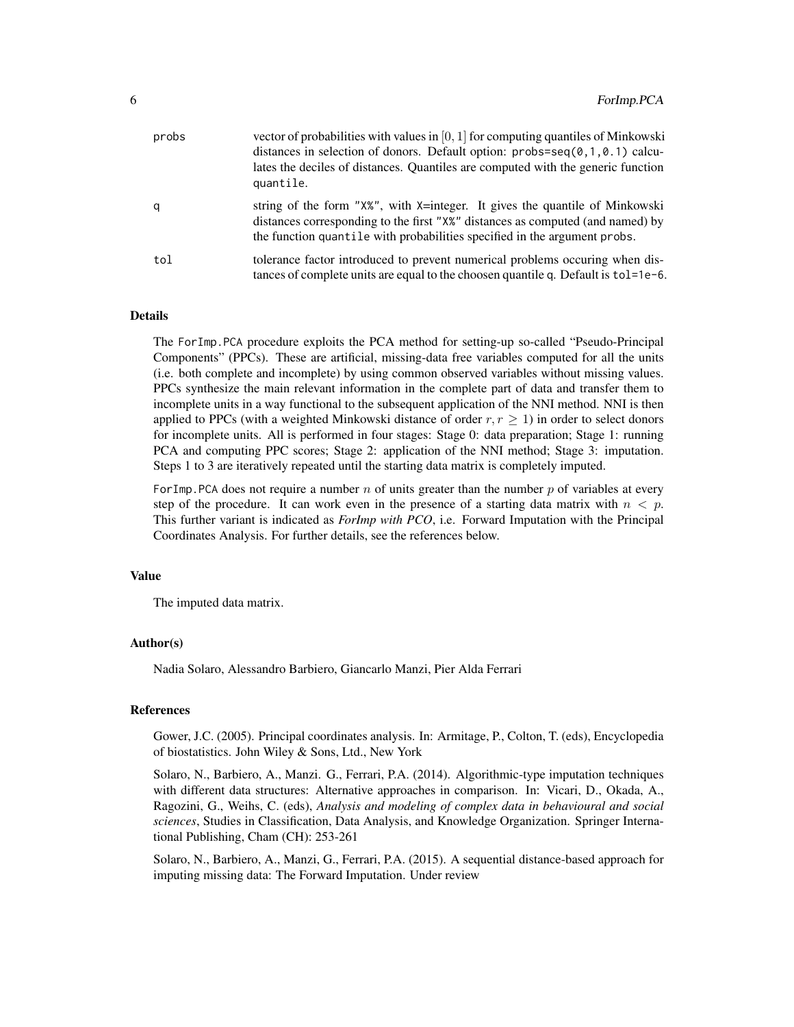| | |
|---|---|
| `probs` | vector of probabilities with values in $[0, 1]$ for computing quantiles of Minkowski distances in selection of donors. Default option: `probs=seq(0,1,0.1)` calculates the deciles of distances. Quantiles are computed with the generic function `quantile`. |
| `q` | string of the form `"X%"`, with `X=integer`. It gives the quantile of Minkowski distances corresponding to the first `"X%"` distances as computed (and named) by the function `quantile` with probabilities specified in the argument `probs`. |
| `tol` | tolerance factor introduced to prevent numerical problems occuring when distances of complete units are equal to the choosen quantile `q`. Default is `tol=1e-6`. |

## Details

The `ForImp.PCA` procedure exploits the PCA method for setting-up so-called "Pseudo-Principal Components" (PPCs). These are artificial, missing-data free variables computed for all the units (i.e. both complete and incomplete) by using common observed variables without missing values. PPCs synthesize the main relevant information in the complete part of data and transfer them to incomplete units in a way functional to the subsequent application of the NNI method. NNI is then applied to PPCs (with a weighted Minkowski distance of order $r, r \geq 1$) in order to select donors for incomplete units. All is performed in four stages: Stage 0: data preparation; Stage 1: running PCA and computing PPC scores; Stage 2: application of the NNI method; Stage 3: imputation. Steps 1 to 3 are iteratively repeated until the starting data matrix is completely imputed.

`ForImp.PCA` does not require a number $n$ of units greater than the number $p$ of variables at every step of the procedure. It can work even in the presence of a starting data matrix with $n < p$. This further variant is indicated as *ForImp with PCO*, i.e. Forward Imputation with the Principal Coordinates Analysis. For further details, see the references below.

## Value

The imputed data matrix.

## Author(s)

Nadia Solaro, Alessandro Barbiero, Giancarlo Manzi, Pier Alda Ferrari

## References

Gower, J.C. (2005). Principal coordinates analysis. In: Armitage, P., Colton, T. (eds), Encyclopedia of biostatistics. John Wiley & Sons, Ltd., New York

Solaro, N., Barbiero, A., Manzi. G., Ferrari, P.A. (2014). Algorithmic-type imputation techniques with different data structures: Alternative approaches in comparison. In: Vicari, D., Okada, A., Ragozini, G., Weihs, C. (eds), *Analysis and modeling of complex data in behavioural and social sciences*, Studies in Classification, Data Analysis, and Knowledge Organization. Springer International Publishing, Cham (CH): 253-261

Solaro, N., Barbiero, A., Manzi, G., Ferrari, P.A. (2015). A sequential distance-based approach for imputing missing data: The Forward Imputation. Under review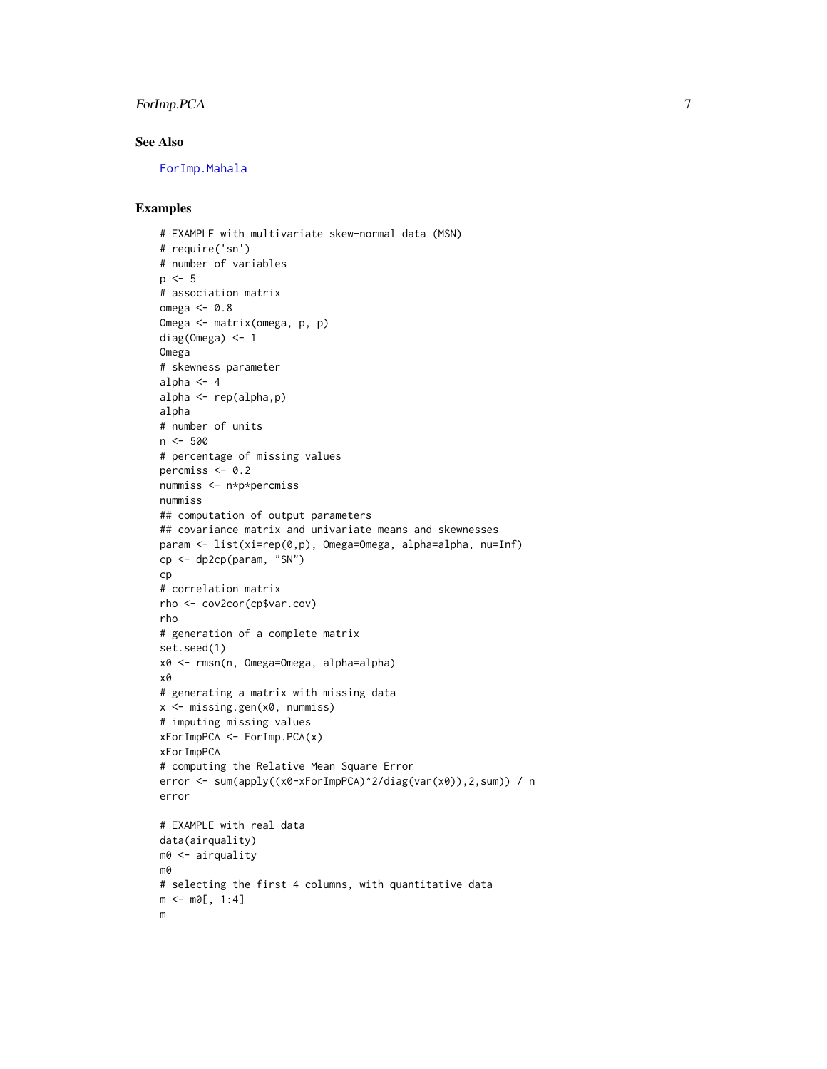### See Also

ForImp.Mahala

### Examples

```
# EXAMPLE with multivariate skew-normal data (MSN)
# require('sn')
# number of variables
p <- 5
# association matrix
omega <- 0.8
Omega <- matrix(omega, p, p)
diag(Omega) <- 1
Omega
# skewness parameter
alpha <- 4
alpha <- rep(alpha,p)
alpha
# number of units
n <- 500
# percentage of missing values
percmiss <- 0.2
nummiss <- n*p*percmiss
nummiss
## computation of output parameters
## covariance matrix and univariate means and skewnesses
param <- list(xi=rep(0,p), Omega=Omega, alpha=alpha, nu=Inf)
cp <- dp2cp(param, "SN")
cp
# correlation matrix
rho <- cov2cor(cp$var.cov)
rho
# generation of a complete matrix
set.seed(1)
x0 <- rmsn(n, Omega=Omega, alpha=alpha)
x0
# generating a matrix with missing data
x <- missing.gen(x0, nummiss)
# imputing missing values
xForImpPCA <- ForImp.PCA(x)
xForImpPCA
# computing the Relative Mean Square Error
error <- sum(apply((x0-xForImpPCA)^2/diag(var(x0)),2,sum)) / n
error

# EXAMPLE with real data
data(airquality)
m0 <- airquality
m0
# selecting the first 4 columns, with quantitative data
m <- m0[, 1:4]
m
```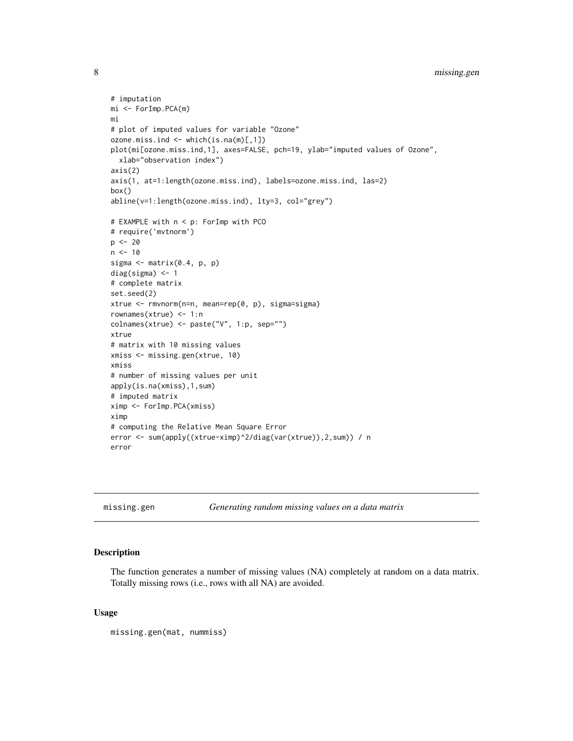```
# imputation
mi <- ForImp.PCA(m)
mi
# plot of imputed values for variable "Ozone"
ozone.miss.ind <- which(is.na(m)[,1])
plot(mi[ozone.miss.ind,1], axes=FALSE, pch=19, ylab="imputed values of Ozone",
  xlab="observation index")
axis(2)
axis(1, at=1:length(ozone.miss.ind), labels=ozone.miss.ind, las=2)
box()
abline(v=1:length(ozone.miss.ind), lty=3, col="grey")

# EXAMPLE with n < p: ForImp with PCO
# require('mvtnorm')
p <- 20
n <- 10
sigma <- matrix(0.4, p, p)
diag(sigma) <- 1
# complete matrix
set.seed(2)
xtrue <- rmvnorm(n=n, mean=rep(0, p), sigma=sigma)
rownames(xtrue) <- 1:n
colnames(xtrue) <- paste("V", 1:p, sep="")
xtrue
# matrix with 10 missing values
xmiss <- missing.gen(xtrue, 10)
xmiss
# number of missing values per unit
apply(is.na(xmiss),1,sum)
# imputed matrix
ximp <- ForImp.PCA(xmiss)
ximp
# computing the Relative Mean Square Error
error <- sum(apply((xtrue-ximp)^2/diag(var(xtrue)),2,sum)) / n
error
```

---

## missing.gen *Generating random missing values on a data matrix*

---

### Description

The function generates a number of missing values (NA) completely at random on a data matrix. Totally missing rows (i.e., rows with all NA) are avoided.

### Usage

```
missing.gen(mat, nummiss)
```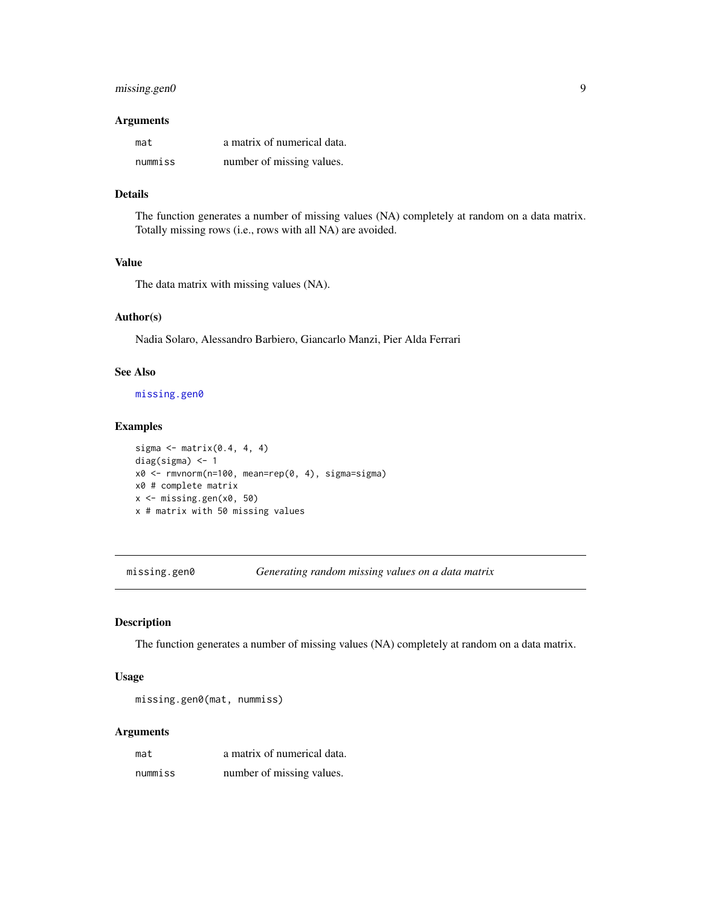### Arguments

| | |
|---|---|
| `mat` | a matrix of numerical data. |
| `nummiss` | number of missing values. |

### Details

The function generates a number of missing values (NA) completely at random on a data matrix. Totally missing rows (i.e., rows with all NA) are avoided.

### Value

The data matrix with missing values (NA).

### Author(s)

Nadia Solaro, Alessandro Barbiero, Giancarlo Manzi, Pier Alda Ferrari

### See Also

`missing.gen0`

### Examples

```
sigma <- matrix(0.4, 4, 4)
diag(sigma) <- 1
x0 <- rmvnorm(n=100, mean=rep(0, 4), sigma=sigma)
x0 # complete matrix
x <- missing.gen(x0, 50)
x # matrix with 50 missing values
```

---

## missing.gen0 — *Generating random missing values on a data matrix*

---

### Description

The function generates a number of missing values (NA) completely at random on a data matrix.

### Usage

```
missing.gen0(mat, nummiss)
```

### Arguments

| | |
|---|---|
| `mat` | a matrix of numerical data. |
| `nummiss` | number of missing values. |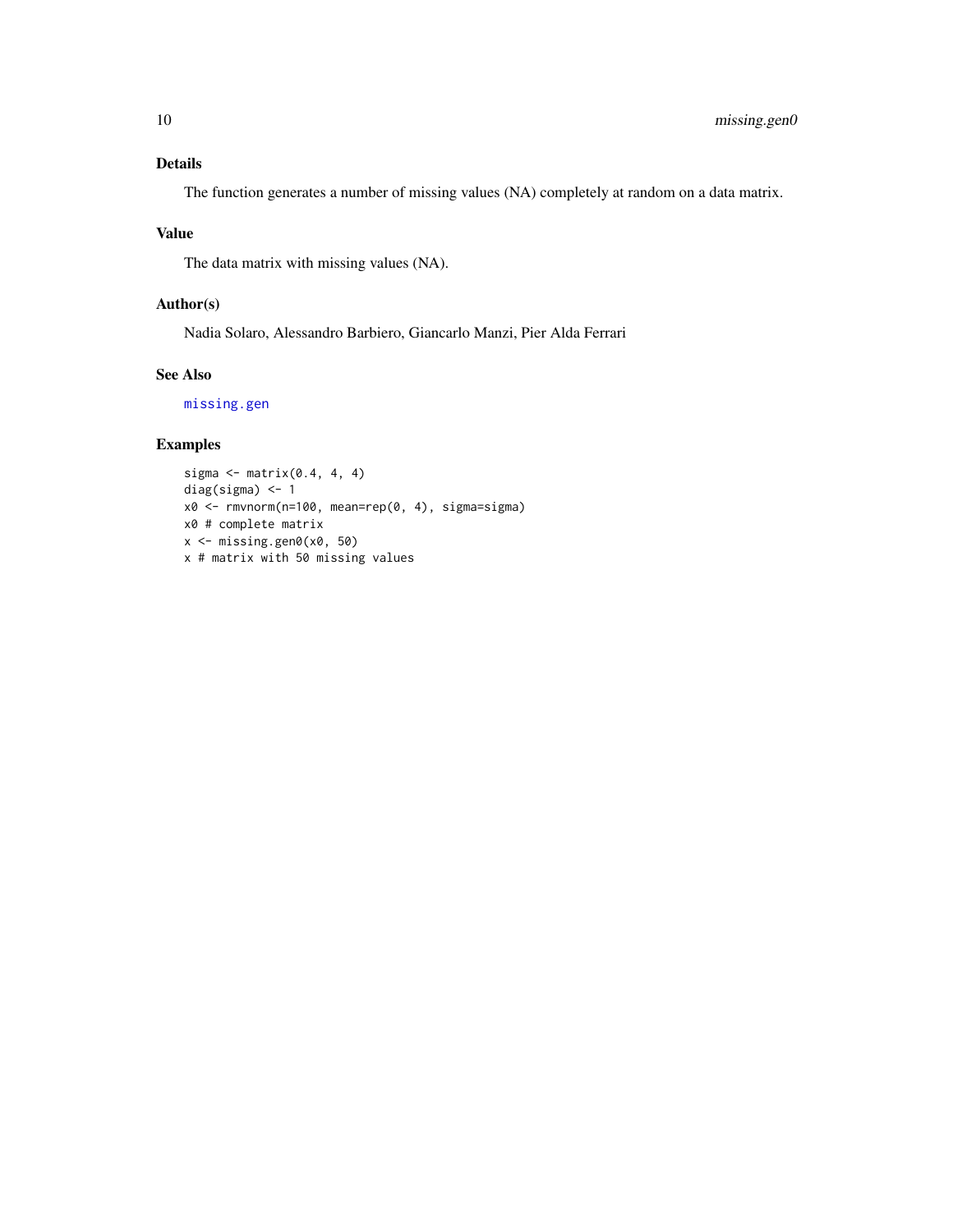## Details

The function generates a number of missing values (NA) completely at random on a data matrix.

## Value

The data matrix with missing values (NA).

## Author(s)

Nadia Solaro, Alessandro Barbiero, Giancarlo Manzi, Pier Alda Ferrari

## See Also

missing.gen

## Examples

```
sigma <- matrix(0.4, 4, 4)
diag(sigma) <- 1
x0 <- rmvnorm(n=100, mean=rep(0, 4), sigma=sigma)
x0 # complete matrix
x <- missing.gen0(x0, 50)
x # matrix with 50 missing values
```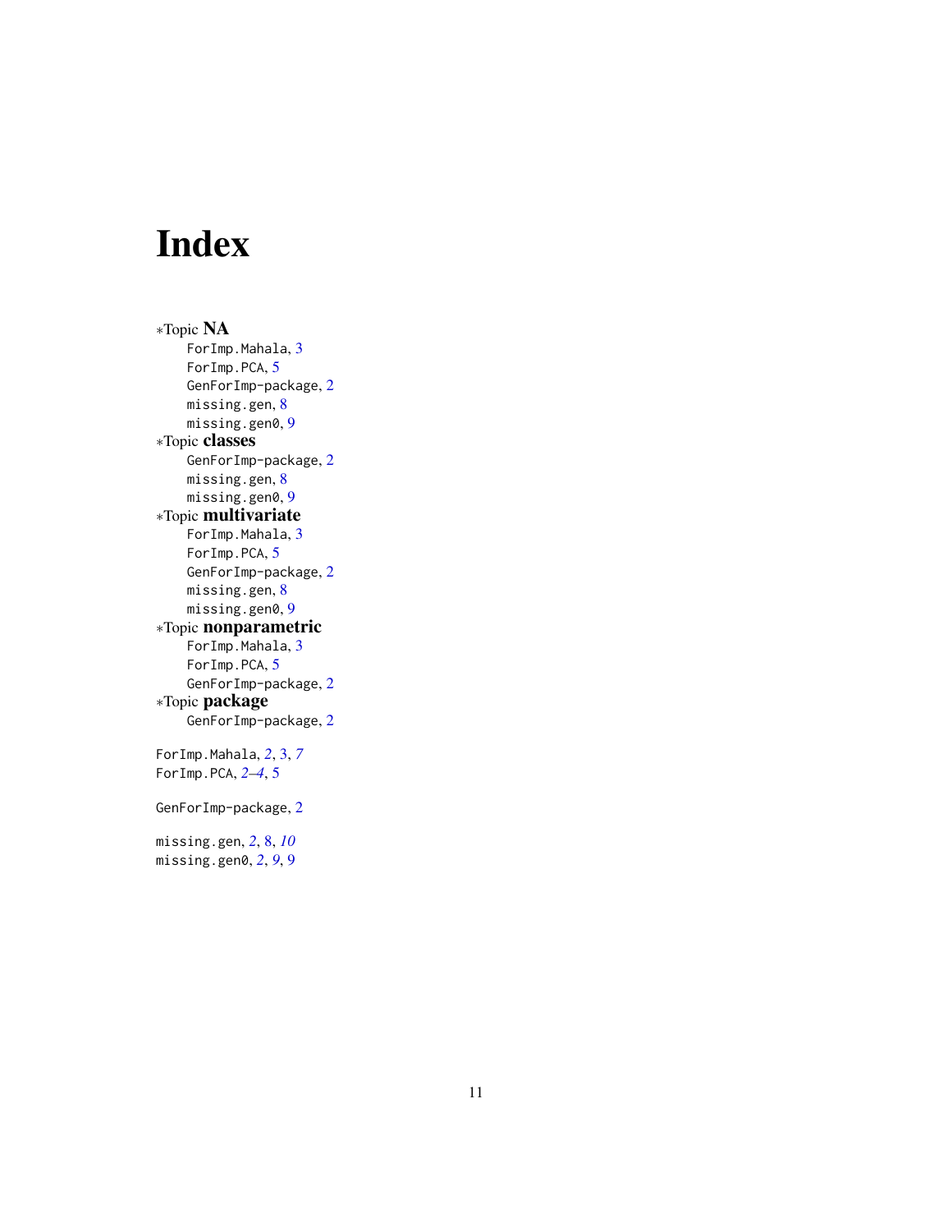# Index

*Topic **NA**

ForImp.Mahala, 3
ForImp.PCA, 5
GenForImp-package, 2
missing.gen, 8
missing.gen0, 9

*Topic **classes**

GenForImp-package, 2
missing.gen, 8
missing.gen0, 9

*Topic **multivariate**

ForImp.Mahala, 3
ForImp.PCA, 5
GenForImp-package, 2
missing.gen, 8
missing.gen0, 9

*Topic **nonparametric**

ForImp.Mahala, 3
ForImp.PCA, 5
GenForImp-package, 2

*Topic **package**

GenForImp-package, 2

ForImp.Mahala, *2*, 3, *7*
ForImp.PCA, *2–4*, 5

GenForImp-package, 2

missing.gen, *2*, 8, *10*
missing.gen0, *2*, *9*, 9